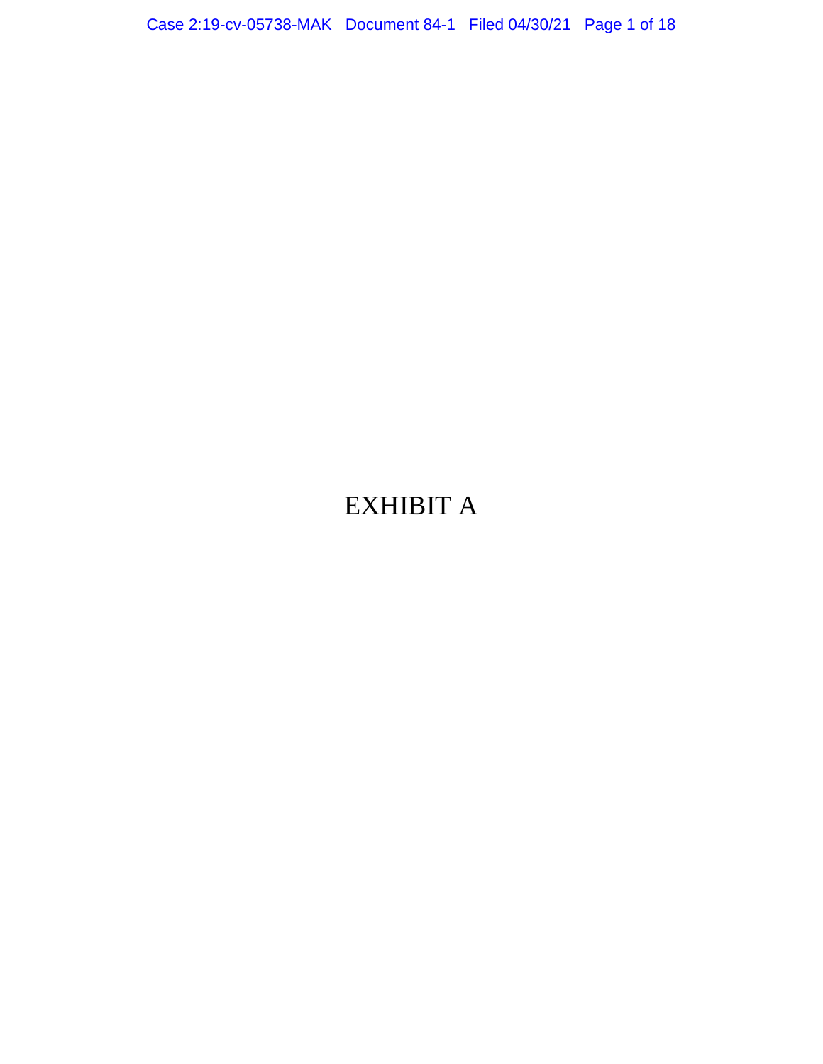# EXHIBIT A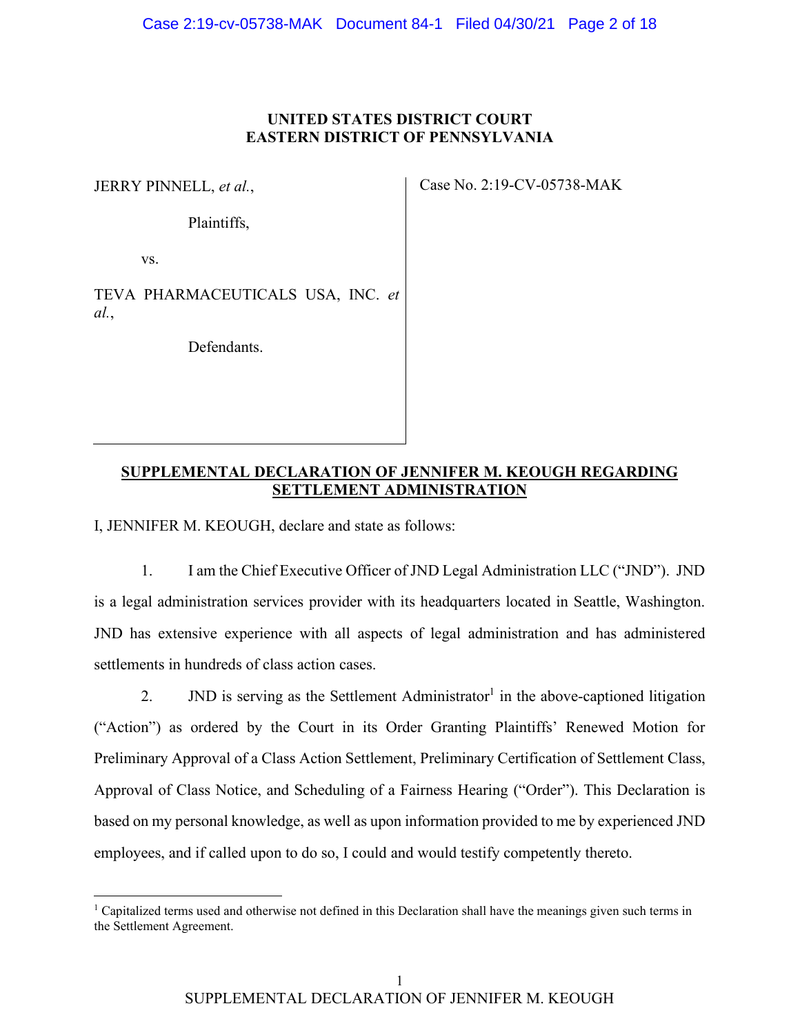**UNITED STATES DISTRICT COURT**
**EASTERN DISTRICT OF PENNSYLVANIA**

JERRY PINNELL, *et al.*,

Plaintiffs,

vs.

TEVA PHARMACEUTICALS USA, INC. *et al.*,

Defendants.

Case No. 2:19-CV-05738-MAK

**SUPPLEMENTAL DECLARATION OF JENNIFER M. KEOUGH REGARDING SETTLEMENT ADMINISTRATION**

I, JENNIFER M. KEOUGH, declare and state as follows:

1. I am the Chief Executive Officer of JND Legal Administration LLC ("JND"). JND is a legal administration services provider with its headquarters located in Seattle, Washington. JND has extensive experience with all aspects of legal administration and has administered settlements in hundreds of class action cases.

2. JND is serving as the Settlement Administrator[1] in the above-captioned litigation ("Action") as ordered by the Court in its Order Granting Plaintiffs' Renewed Motion for Preliminary Approval of a Class Action Settlement, Preliminary Certification of Settlement Class, Approval of Class Notice, and Scheduling of a Fairness Hearing ("Order"). This Declaration is based on my personal knowledge, as well as upon information provided to me by experienced JND employees, and if called upon to do so, I could and would testify competently thereto.

[1] Capitalized terms used and otherwise not defined in this Declaration shall have the meanings given such terms in the Settlement Agreement.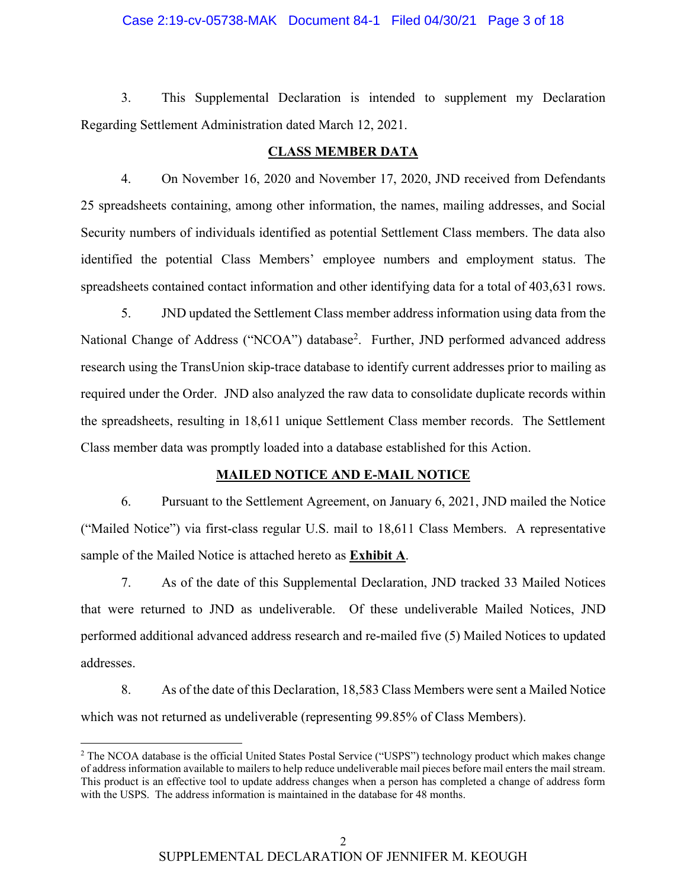3. This Supplemental Declaration is intended to supplement my Declaration Regarding Settlement Administration dated March 12, 2021.

## CLASS MEMBER DATA

4. On November 16, 2020 and November 17, 2020, JND received from Defendants 25 spreadsheets containing, among other information, the names, mailing addresses, and Social Security numbers of individuals identified as potential Settlement Class members. The data also identified the potential Class Members' employee numbers and employment status. The spreadsheets contained contact information and other identifying data for a total of 403,631 rows.

5. JND updated the Settlement Class member address information using data from the National Change of Address ("NCOA") database[2]. Further, JND performed advanced address research using the TransUnion skip-trace database to identify current addresses prior to mailing as required under the Order. JND also analyzed the raw data to consolidate duplicate records within the spreadsheets, resulting in 18,611 unique Settlement Class member records. The Settlement Class member data was promptly loaded into a database established for this Action.

## MAILED NOTICE AND E-MAIL NOTICE

6. Pursuant to the Settlement Agreement, on January 6, 2021, JND mailed the Notice ("Mailed Notice") via first-class regular U.S. mail to 18,611 Class Members. A representative sample of the Mailed Notice is attached hereto as **Exhibit A**.

7. As of the date of this Supplemental Declaration, JND tracked 33 Mailed Notices that were returned to JND as undeliverable. Of these undeliverable Mailed Notices, JND performed additional advanced address research and re-mailed five (5) Mailed Notices to updated addresses.

8. As of the date of this Declaration, 18,583 Class Members were sent a Mailed Notice which was not returned as undeliverable (representing 99.85% of Class Members).

---

[2] The NCOA database is the official United States Postal Service ("USPS") technology product which makes change of address information available to mailers to help reduce undeliverable mail pieces before mail enters the mail stream. This product is an effective tool to update address changes when a person has completed a change of address form with the USPS. The address information is maintained in the database for 48 months.

SUPPLEMENTAL DECLARATION OF JENNIFER M. KEOUGH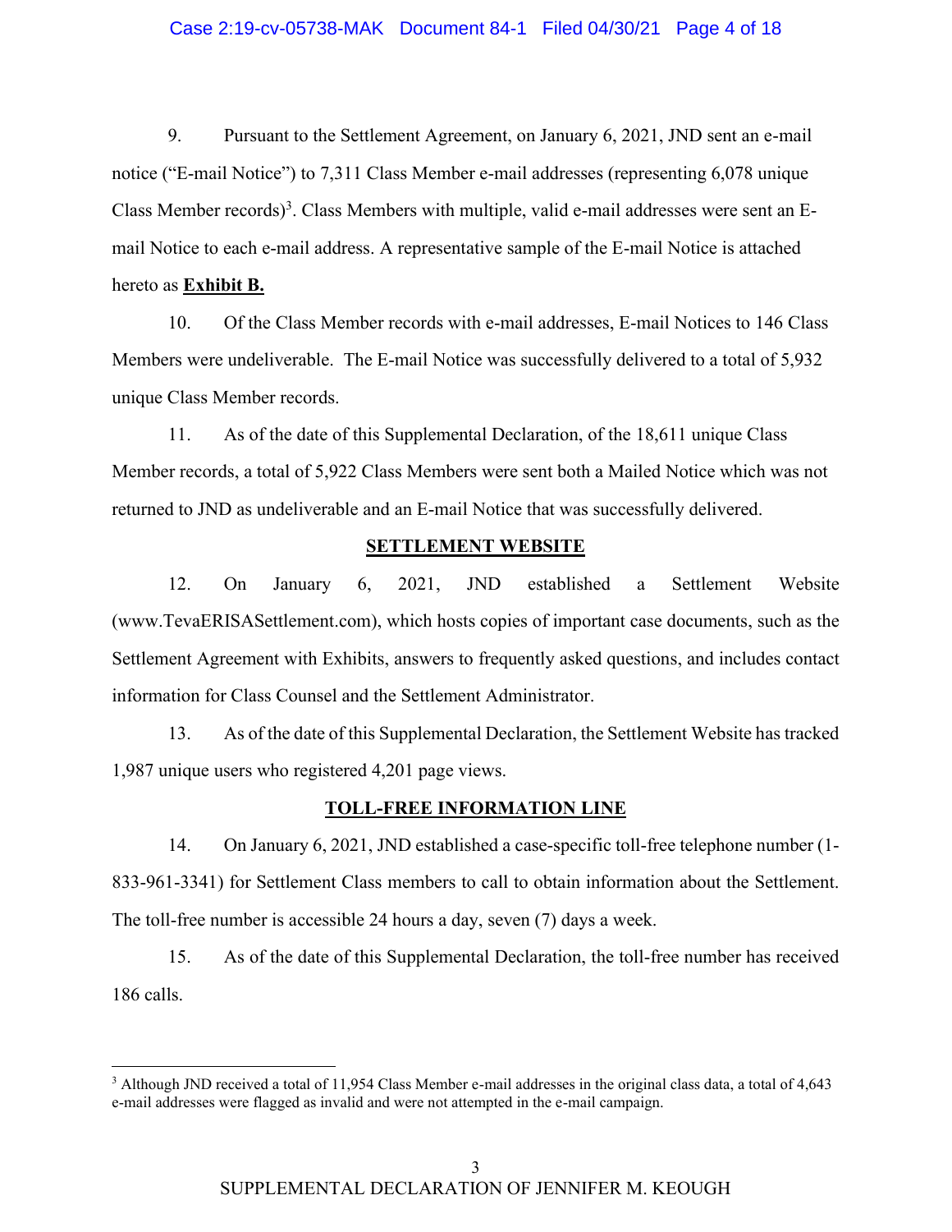9. Pursuant to the Settlement Agreement, on January 6, 2021, JND sent an e-mail notice ("E-mail Notice") to 7,311 Class Member e-mail addresses (representing 6,078 unique Class Member records)[3]. Class Members with multiple, valid e-mail addresses were sent an E-mail Notice to each e-mail address. A representative sample of the E-mail Notice is attached hereto as **Exhibit B.**

10. Of the Class Member records with e-mail addresses, E-mail Notices to 146 Class Members were undeliverable. The E-mail Notice was successfully delivered to a total of 5,932 unique Class Member records.

11. As of the date of this Supplemental Declaration, of the 18,611 unique Class Member records, a total of 5,922 Class Members were sent both a Mailed Notice which was not returned to JND as undeliverable and an E-mail Notice that was successfully delivered.

## SETTLEMENT WEBSITE

12. On January 6, 2021, JND established a Settlement Website (www.TevaERISASettlement.com), which hosts copies of important case documents, such as the Settlement Agreement with Exhibits, answers to frequently asked questions, and includes contact information for Class Counsel and the Settlement Administrator.

13. As of the date of this Supplemental Declaration, the Settlement Website has tracked 1,987 unique users who registered 4,201 page views.

## TOLL-FREE INFORMATION LINE

14. On January 6, 2021, JND established a case-specific toll-free telephone number (1-833-961-3341) for Settlement Class members to call to obtain information about the Settlement. The toll-free number is accessible 24 hours a day, seven (7) days a week.

15. As of the date of this Supplemental Declaration, the toll-free number has received 186 calls.

---

[3] Although JND received a total of 11,954 Class Member e-mail addresses in the original class data, a total of 4,643 e-mail addresses were flagged as invalid and were not attempted in the e-mail campaign.

SUPPLEMENTAL DECLARATION OF JENNIFER M. KEOUGH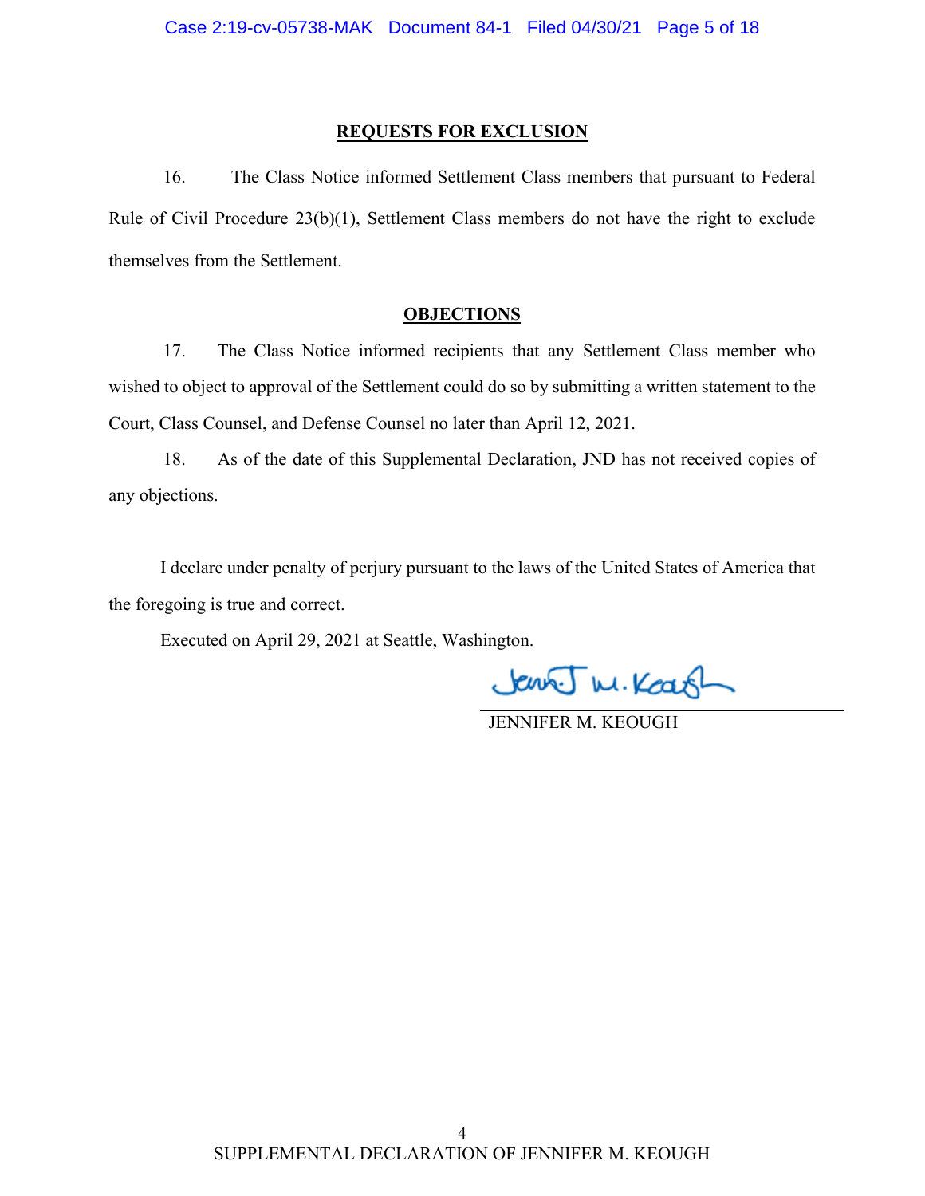## REQUESTS FOR EXCLUSION

16. The Class Notice informed Settlement Class members that pursuant to Federal Rule of Civil Procedure 23(b)(1), Settlement Class members do not have the right to exclude themselves from the Settlement.

## OBJECTIONS

17. The Class Notice informed recipients that any Settlement Class member who wished to object to approval of the Settlement could do so by submitting a written statement to the Court, Class Counsel, and Defense Counsel no later than April 12, 2021.

18. As of the date of this Supplemental Declaration, JND has not received copies of any objections.

I declare under penalty of perjury pursuant to the laws of the United States of America that the foregoing is true and correct.

Executed on April 29, 2021 at Seattle, Washington.

JENNIFER M. KEOUGH

SUPPLEMENTAL DECLARATION OF JENNIFER M. KEOUGH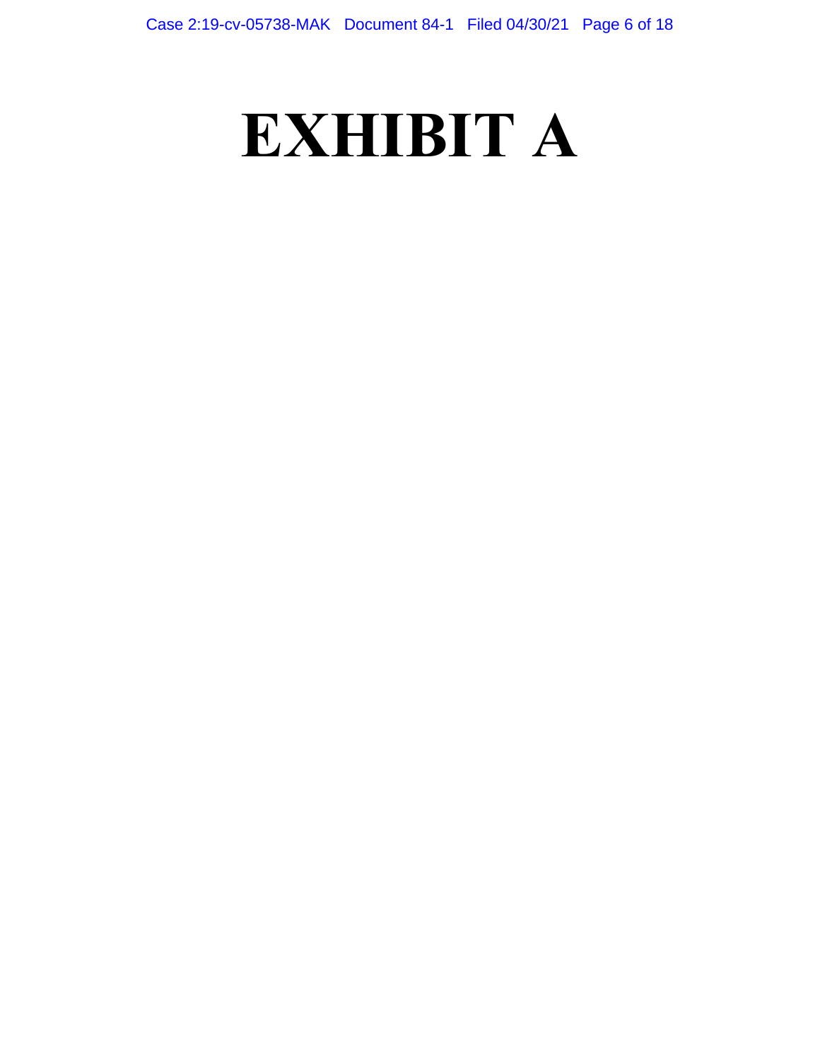# EXHIBIT A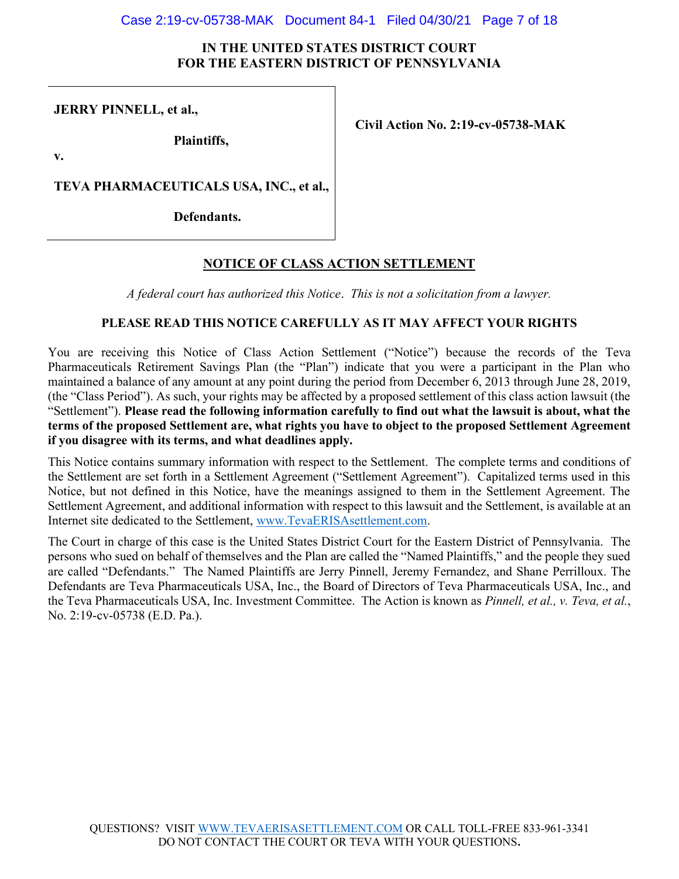**IN THE UNITED STATES DISTRICT COURT**
**FOR THE EASTERN DISTRICT OF PENNSYLVANIA**

| | |
|---|---|
| **JERRY PINNELL, et al.,** **Plaintiffs,** **v.** **TEVA PHARMACEUTICALS USA, INC., et al.,** **Defendants.** | **Civil Action No. 2:19-cv-05738-MAK** |

# NOTICE OF CLASS ACTION SETTLEMENT

*A federal court has authorized this Notice. This is not a solicitation from a lawyer.*

**PLEASE READ THIS NOTICE CAREFULLY AS IT MAY AFFECT YOUR RIGHTS**

You are receiving this Notice of Class Action Settlement ("Notice") because the records of the Teva Pharmaceuticals Retirement Savings Plan (the "Plan") indicate that you were a participant in the Plan who maintained a balance of any amount at any point during the period from December 6, 2013 through June 28, 2019, (the "Class Period"). As such, your rights may be affected by a proposed settlement of this class action lawsuit (the "Settlement"). **Please read the following information carefully to find out what the lawsuit is about, what the terms of the proposed Settlement are, what rights you have to object to the proposed Settlement Agreement if you disagree with its terms, and what deadlines apply.**

This Notice contains summary information with respect to the Settlement. The complete terms and conditions of the Settlement are set forth in a Settlement Agreement ("Settlement Agreement"). Capitalized terms used in this Notice, but not defined in this Notice, have the meanings assigned to them in the Settlement Agreement. The Settlement Agreement, and additional information with respect to this lawsuit and the Settlement, is available at an Internet site dedicated to the Settlement, www.TevaERISAsettlement.com.

The Court in charge of this case is the United States District Court for the Eastern District of Pennsylvania. The persons who sued on behalf of themselves and the Plan are called the "Named Plaintiffs," and the people they sued are called "Defendants." The Named Plaintiffs are Jerry Pinnell, Jeremy Fernandez, and Shane Perrilloux. The Defendants are Teva Pharmaceuticals USA, Inc., the Board of Directors of Teva Pharmaceuticals USA, Inc., and the Teva Pharmaceuticals USA, Inc. Investment Committee. The Action is known as *Pinnell, et al., v. Teva, et al.*, No. 2:19-cv-05738 (E.D. Pa.).

QUESTIONS? VISIT WWW.TEVAERISASETTLEMENT.COM OR CALL TOLL-FREE 833-961-3341
DO NOT CONTACT THE COURT OR TEVA WITH YOUR QUESTIONS.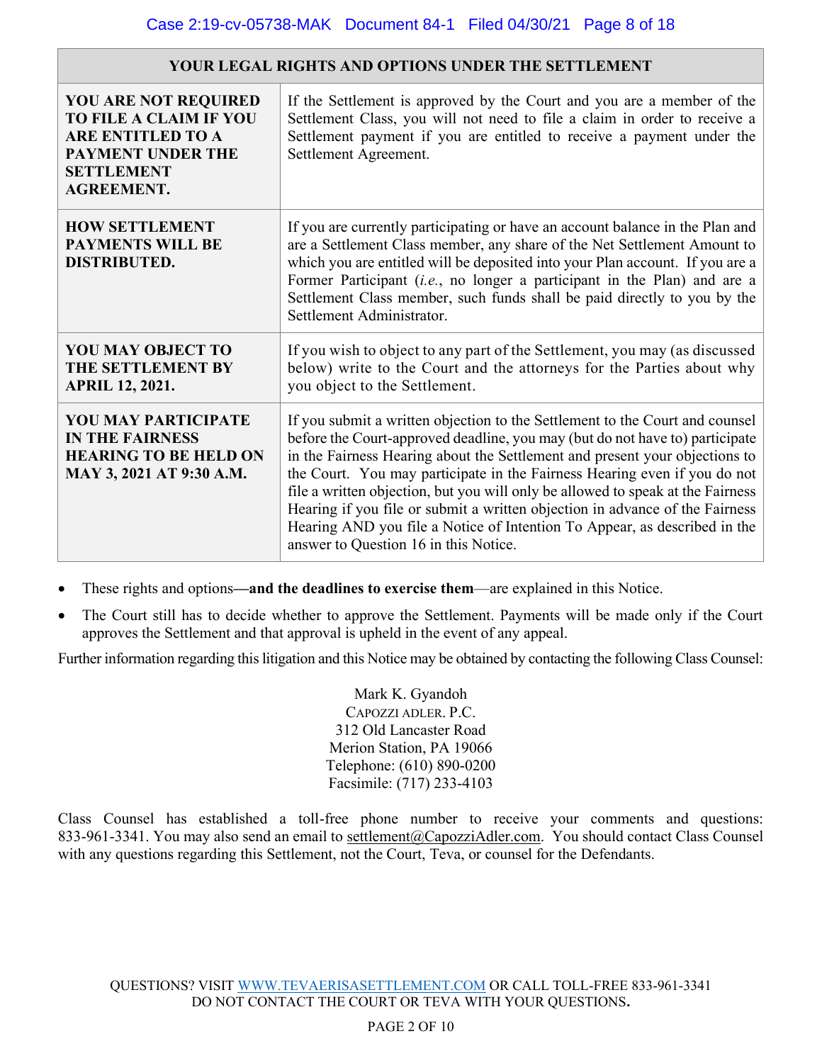| YOUR LEGAL RIGHTS AND OPTIONS UNDER THE SETTLEMENT | |
|---|---|
| **YOU ARE NOT REQUIRED TO FILE A CLAIM IF YOU ARE ENTITLED TO A PAYMENT UNDER THE SETTLEMENT AGREEMENT.** | If the Settlement is approved by the Court and you are a member of the Settlement Class, you will not need to file a claim in order to receive a Settlement payment if you are entitled to receive a payment under the Settlement Agreement. |
| **HOW SETTLEMENT PAYMENTS WILL BE DISTRIBUTED.** | If you are currently participating or have an account balance in the Plan and are a Settlement Class member, any share of the Net Settlement Amount to which you are entitled will be deposited into your Plan account. If you are a Former Participant (*i.e.*, no longer a participant in the Plan) and are a Settlement Class member, such funds shall be paid directly to you by the Settlement Administrator. |
| **YOU MAY OBJECT TO THE SETTLEMENT BY APRIL 12, 2021.** | If you wish to object to any part of the Settlement, you may (as discussed below) write to the Court and the attorneys for the Parties about why you object to the Settlement. |
| **YOU MAY PARTICIPATE IN THE FAIRNESS HEARING TO BE HELD ON MAY 3, 2021 AT 9:30 A.M.** | If you submit a written objection to the Settlement to the Court and counsel before the Court-approved deadline, you may (but do not have to) participate in the Fairness Hearing about the Settlement and present your objections to the Court. You may participate in the Fairness Hearing even if you do not file a written objection, but you will only be allowed to speak at the Fairness Hearing if you file or submit a written objection in advance of the Fairness Hearing AND you file a Notice of Intention To Appear, as described in the answer to Question 16 in this Notice. |

- These rights and options**—and the deadlines to exercise them**—are explained in this Notice.
- The Court still has to decide whether to approve the Settlement. Payments will be made only if the Court approves the Settlement and that approval is upheld in the event of any appeal.

Further information regarding this litigation and this Notice may be obtained by contacting the following Class Counsel:

Mark K. Gyandoh
CAPOZZI ADLER. P.C.
312 Old Lancaster Road
Merion Station, PA 19066
Telephone: (610) 890-0200
Facsimile: (717) 233-4103

Class Counsel has established a toll-free phone number to receive your comments and questions: 833-961-3341. You may also send an email to settlement@CapozziAdler.com. You should contact Class Counsel with any questions regarding this Settlement, not the Court, Teva, or counsel for the Defendants.

QUESTIONS? VISIT WWW.TEVAERISASETTLEMENT.COM OR CALL TOLL-FREE 833-961-3341
DO NOT CONTACT THE COURT OR TEVA WITH YOUR QUESTIONS.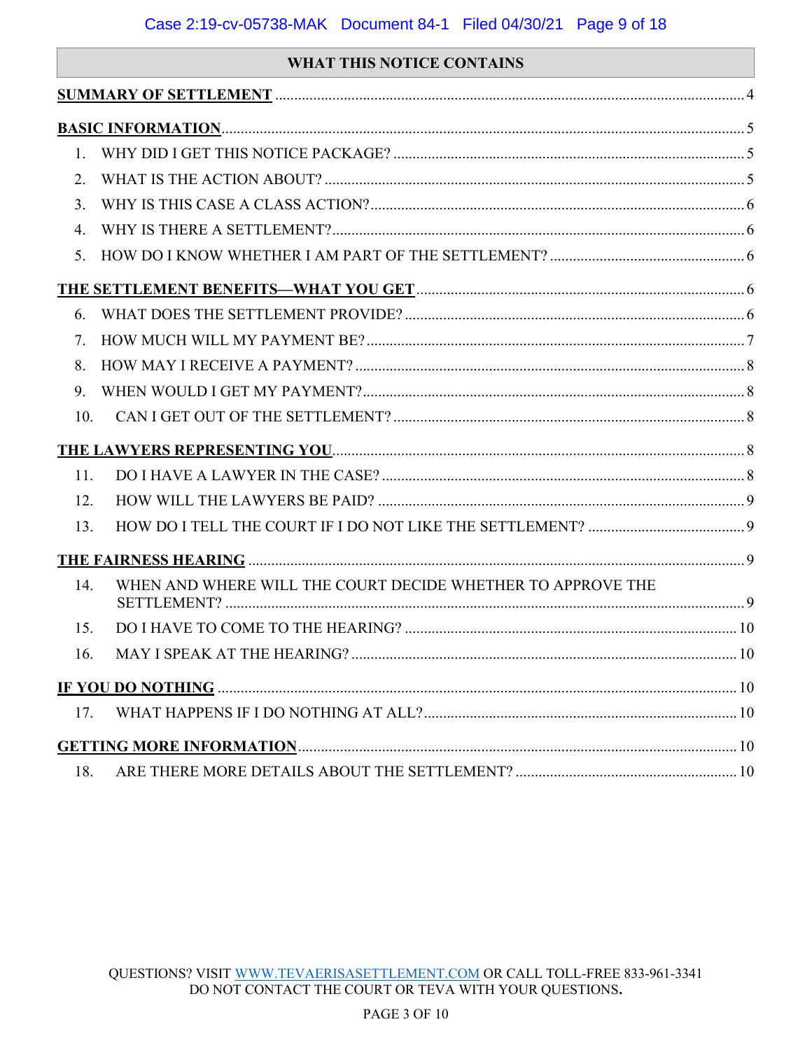## WHAT THIS NOTICE CONTAINS

**SUMMARY OF SETTLEMENT** .......... 4

**BASIC INFORMATION** .......... 5

1. WHY DID I GET THIS NOTICE PACKAGE? .......... 5
2. WHAT IS THE ACTION ABOUT? .......... 5
3. WHY IS THIS CASE A CLASS ACTION? .......... 6
4. WHY IS THERE A SETTLEMENT? .......... 6
5. HOW DO I KNOW WHETHER I AM PART OF THE SETTLEMENT? .......... 6

**THE SETTLEMENT BENEFITS—WHAT YOU GET** .......... 6

6. WHAT DOES THE SETTLEMENT PROVIDE? .......... 6
7. HOW MUCH WILL MY PAYMENT BE? .......... 7
8. HOW MAY I RECEIVE A PAYMENT? .......... 8
9. WHEN WOULD I GET MY PAYMENT? .......... 8
10. CAN I GET OUT OF THE SETTLEMENT? .......... 8

**THE LAWYERS REPRESENTING YOU** .......... 8

11. DO I HAVE A LAWYER IN THE CASE? .......... 8
12. HOW WILL THE LAWYERS BE PAID? .......... 9
13. HOW DO I TELL THE COURT IF I DO NOT LIKE THE SETTLEMENT? .......... 9

**THE FAIRNESS HEARING** .......... 9

14. WHEN AND WHERE WILL THE COURT DECIDE WHETHER TO APPROVE THE SETTLEMENT? .......... 9
15. DO I HAVE TO COME TO THE HEARING? .......... 10
16. MAY I SPEAK AT THE HEARING? .......... 10

**IF YOU DO NOTHING** .......... 10

17. WHAT HAPPENS IF I DO NOTHING AT ALL? .......... 10

**GETTING MORE INFORMATION** .......... 10

18. ARE THERE MORE DETAILS ABOUT THE SETTLEMENT? .......... 10

QUESTIONS? VISIT WWW.TEVAERISASETTLEMENT.COM OR CALL TOLL-FREE 833-961-3341
DO NOT CONTACT THE COURT OR TEVA WITH YOUR QUESTIONS.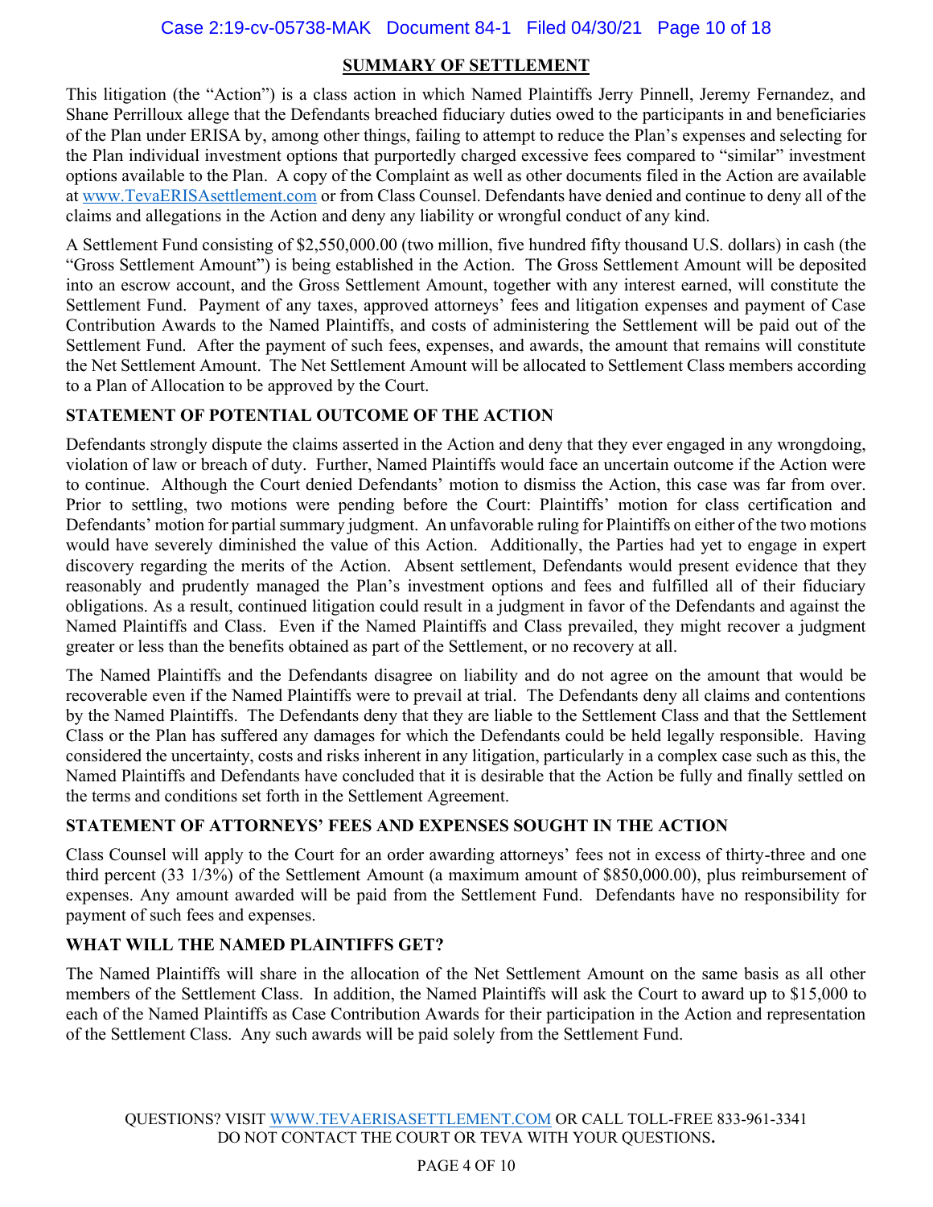## SUMMARY OF SETTLEMENT

This litigation (the "Action") is a class action in which Named Plaintiffs Jerry Pinnell, Jeremy Fernandez, and Shane Perrilloux allege that the Defendants breached fiduciary duties owed to the participants in and beneficiaries of the Plan under ERISA by, among other things, failing to attempt to reduce the Plan's expenses and selecting for the Plan individual investment options that purportedly charged excessive fees compared to "similar" investment options available to the Plan. A copy of the Complaint as well as other documents filed in the Action are available at www.TevaERISAsettlement.com or from Class Counsel. Defendants have denied and continue to deny all of the claims and allegations in the Action and deny any liability or wrongful conduct of any kind.

A Settlement Fund consisting of $2,550,000.00 (two million, five hundred fifty thousand U.S. dollars) in cash (the "Gross Settlement Amount") is being established in the Action. The Gross Settlement Amount will be deposited into an escrow account, and the Gross Settlement Amount, together with any interest earned, will constitute the Settlement Fund. Payment of any taxes, approved attorneys' fees and litigation expenses and payment of Case Contribution Awards to the Named Plaintiffs, and costs of administering the Settlement will be paid out of the Settlement Fund. After the payment of such fees, expenses, and awards, the amount that remains will constitute the Net Settlement Amount. The Net Settlement Amount will be allocated to Settlement Class members according to a Plan of Allocation to be approved by the Court.

### STATEMENT OF POTENTIAL OUTCOME OF THE ACTION

Defendants strongly dispute the claims asserted in the Action and deny that they ever engaged in any wrongdoing, violation of law or breach of duty. Further, Named Plaintiffs would face an uncertain outcome if the Action were to continue. Although the Court denied Defendants' motion to dismiss the Action, this case was far from over. Prior to settling, two motions were pending before the Court: Plaintiffs' motion for class certification and Defendants' motion for partial summary judgment. An unfavorable ruling for Plaintiffs on either of the two motions would have severely diminished the value of this Action. Additionally, the Parties had yet to engage in expert discovery regarding the merits of the Action. Absent settlement, Defendants would present evidence that they reasonably and prudently managed the Plan's investment options and fees and fulfilled all of their fiduciary obligations. As a result, continued litigation could result in a judgment in favor of the Defendants and against the Named Plaintiffs and Class. Even if the Named Plaintiffs and Class prevailed, they might recover a judgment greater or less than the benefits obtained as part of the Settlement, or no recovery at all.

The Named Plaintiffs and the Defendants disagree on liability and do not agree on the amount that would be recoverable even if the Named Plaintiffs were to prevail at trial. The Defendants deny all claims and contentions by the Named Plaintiffs. The Defendants deny that they are liable to the Settlement Class and that the Settlement Class or the Plan has suffered any damages for which the Defendants could be held legally responsible. Having considered the uncertainty, costs and risks inherent in any litigation, particularly in a complex case such as this, the Named Plaintiffs and Defendants have concluded that it is desirable that the Action be fully and finally settled on the terms and conditions set forth in the Settlement Agreement.

### STATEMENT OF ATTORNEYS' FEES AND EXPENSES SOUGHT IN THE ACTION

Class Counsel will apply to the Court for an order awarding attorneys' fees not in excess of thirty-three and one third percent (33 1/3%) of the Settlement Amount (a maximum amount of $850,000.00), plus reimbursement of expenses. Any amount awarded will be paid from the Settlement Fund. Defendants have no responsibility for payment of such fees and expenses.

### WHAT WILL THE NAMED PLAINTIFFS GET?

The Named Plaintiffs will share in the allocation of the Net Settlement Amount on the same basis as all other members of the Settlement Class. In addition, the Named Plaintiffs will ask the Court to award up to $15,000 to each of the Named Plaintiffs as Case Contribution Awards for their participation in the Action and representation of the Settlement Class. Any such awards will be paid solely from the Settlement Fund.

QUESTIONS? VISIT WWW.TEVAERISASETTLEMENT.COM OR CALL TOLL-FREE 833-961-3341
DO NOT CONTACT THE COURT OR TEVA WITH YOUR QUESTIONS.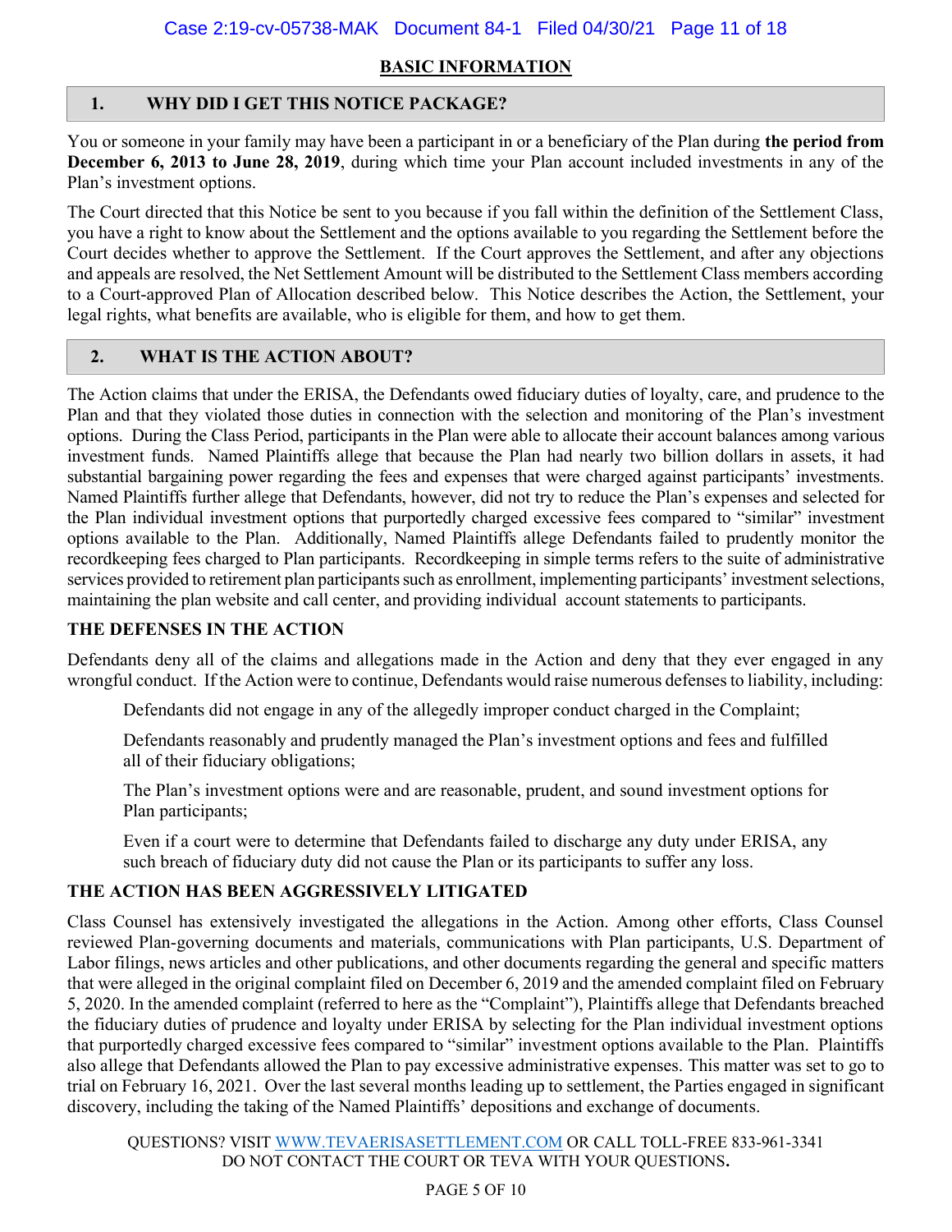## BASIC INFORMATION

### 1. WHY DID I GET THIS NOTICE PACKAGE?

You or someone in your family may have been a participant in or a beneficiary of the Plan during **the period from December 6, 2013 to June 28, 2019**, during which time your Plan account included investments in any of the Plan's investment options.

The Court directed that this Notice be sent to you because if you fall within the definition of the Settlement Class, you have a right to know about the Settlement and the options available to you regarding the Settlement before the Court decides whether to approve the Settlement. If the Court approves the Settlement, and after any objections and appeals are resolved, the Net Settlement Amount will be distributed to the Settlement Class members according to a Court-approved Plan of Allocation described below. This Notice describes the Action, the Settlement, your legal rights, what benefits are available, who is eligible for them, and how to get them.

### 2. WHAT IS THE ACTION ABOUT?

The Action claims that under the ERISA, the Defendants owed fiduciary duties of loyalty, care, and prudence to the Plan and that they violated those duties in connection with the selection and monitoring of the Plan's investment options. During the Class Period, participants in the Plan were able to allocate their account balances among various investment funds. Named Plaintiffs allege that because the Plan had nearly two billion dollars in assets, it had substantial bargaining power regarding the fees and expenses that were charged against participants' investments. Named Plaintiffs further allege that Defendants, however, did not try to reduce the Plan's expenses and selected for the Plan individual investment options that purportedly charged excessive fees compared to "similar" investment options available to the Plan. Additionally, Named Plaintiffs allege Defendants failed to prudently monitor the recordkeeping fees charged to Plan participants. Recordkeeping in simple terms refers to the suite of administrative services provided to retirement plan participants such as enrollment, implementing participants' investment selections, maintaining the plan website and call center, and providing individual account statements to participants.

**THE DEFENSES IN THE ACTION**

Defendants deny all of the claims and allegations made in the Action and deny that they ever engaged in any wrongful conduct. If the Action were to continue, Defendants would raise numerous defenses to liability, including:

Defendants did not engage in any of the allegedly improper conduct charged in the Complaint;

Defendants reasonably and prudently managed the Plan's investment options and fees and fulfilled all of their fiduciary obligations;

The Plan's investment options were and are reasonable, prudent, and sound investment options for Plan participants;

Even if a court were to determine that Defendants failed to discharge any duty under ERISA, any such breach of fiduciary duty did not cause the Plan or its participants to suffer any loss.

**THE ACTION HAS BEEN AGGRESSIVELY LITIGATED**

Class Counsel has extensively investigated the allegations in the Action. Among other efforts, Class Counsel reviewed Plan-governing documents and materials, communications with Plan participants, U.S. Department of Labor filings, news articles and other publications, and other documents regarding the general and specific matters that were alleged in the original complaint filed on December 6, 2019 and the amended complaint filed on February 5, 2020. In the amended complaint (referred to here as the "Complaint"), Plaintiffs allege that Defendants breached the fiduciary duties of prudence and loyalty under ERISA by selecting for the Plan individual investment options that purportedly charged excessive fees compared to "similar" investment options available to the Plan. Plaintiffs also allege that Defendants allowed the Plan to pay excessive administrative expenses. This matter was set to go to trial on February 16, 2021. Over the last several months leading up to settlement, the Parties engaged in significant discovery, including the taking of the Named Plaintiffs' depositions and exchange of documents.

QUESTIONS? VISIT WWW.TEVAERISASETTLEMENT.COM OR CALL TOLL-FREE 833-961-3341
DO NOT CONTACT THE COURT OR TEVA WITH YOUR QUESTIONS.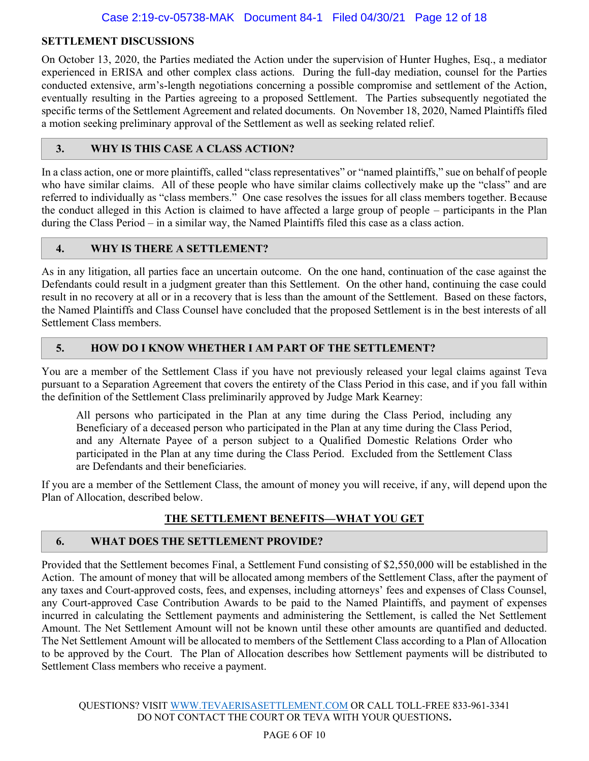## SETTLEMENT DISCUSSIONS

On October 13, 2020, the Parties mediated the Action under the supervision of Hunter Hughes, Esq., a mediator experienced in ERISA and other complex class actions. During the full-day mediation, counsel for the Parties conducted extensive, arm's-length negotiations concerning a possible compromise and settlement of the Action, eventually resulting in the Parties agreeing to a proposed Settlement. The Parties subsequently negotiated the specific terms of the Settlement Agreement and related documents. On November 18, 2020, Named Plaintiffs filed a motion seeking preliminary approval of the Settlement as well as seeking related relief.

## 3. WHY IS THIS CASE A CLASS ACTION?

In a class action, one or more plaintiffs, called "class representatives" or "named plaintiffs," sue on behalf of people who have similar claims. All of these people who have similar claims collectively make up the "class" and are referred to individually as "class members." One case resolves the issues for all class members together. Because the conduct alleged in this Action is claimed to have affected a large group of people – participants in the Plan during the Class Period – in a similar way, the Named Plaintiffs filed this case as a class action.

## 4. WHY IS THERE A SETTLEMENT?

As in any litigation, all parties face an uncertain outcome. On the one hand, continuation of the case against the Defendants could result in a judgment greater than this Settlement. On the other hand, continuing the case could result in no recovery at all or in a recovery that is less than the amount of the Settlement. Based on these factors, the Named Plaintiffs and Class Counsel have concluded that the proposed Settlement is in the best interests of all Settlement Class members.

## 5. HOW DO I KNOW WHETHER I AM PART OF THE SETTLEMENT?

You are a member of the Settlement Class if you have not previously released your legal claims against Teva pursuant to a Separation Agreement that covers the entirety of the Class Period in this case, and if you fall within the definition of the Settlement Class preliminarily approved by Judge Mark Kearney:

> All persons who participated in the Plan at any time during the Class Period, including any Beneficiary of a deceased person who participated in the Plan at any time during the Class Period, and any Alternate Payee of a person subject to a Qualified Domestic Relations Order who participated in the Plan at any time during the Class Period. Excluded from the Settlement Class are Defendants and their beneficiaries.

If you are a member of the Settlement Class, the amount of money you will receive, if any, will depend upon the Plan of Allocation, described below.

## THE SETTLEMENT BENEFITS—WHAT YOU GET

## 6. WHAT DOES THE SETTLEMENT PROVIDE?

Provided that the Settlement becomes Final, a Settlement Fund consisting of $2,550,000 will be established in the Action. The amount of money that will be allocated among members of the Settlement Class, after the payment of any taxes and Court-approved costs, fees, and expenses, including attorneys' fees and expenses of Class Counsel, any Court-approved Case Contribution Awards to be paid to the Named Plaintiffs, and payment of expenses incurred in calculating the Settlement payments and administering the Settlement, is called the Net Settlement Amount. The Net Settlement Amount will not be known until these other amounts are quantified and deducted. The Net Settlement Amount will be allocated to members of the Settlement Class according to a Plan of Allocation to be approved by the Court. The Plan of Allocation describes how Settlement payments will be distributed to Settlement Class members who receive a payment.

QUESTIONS? VISIT WWW.TEVAERISASETTLEMENT.COM OR CALL TOLL-FREE 833-961-3341
DO NOT CONTACT THE COURT OR TEVA WITH YOUR QUESTIONS.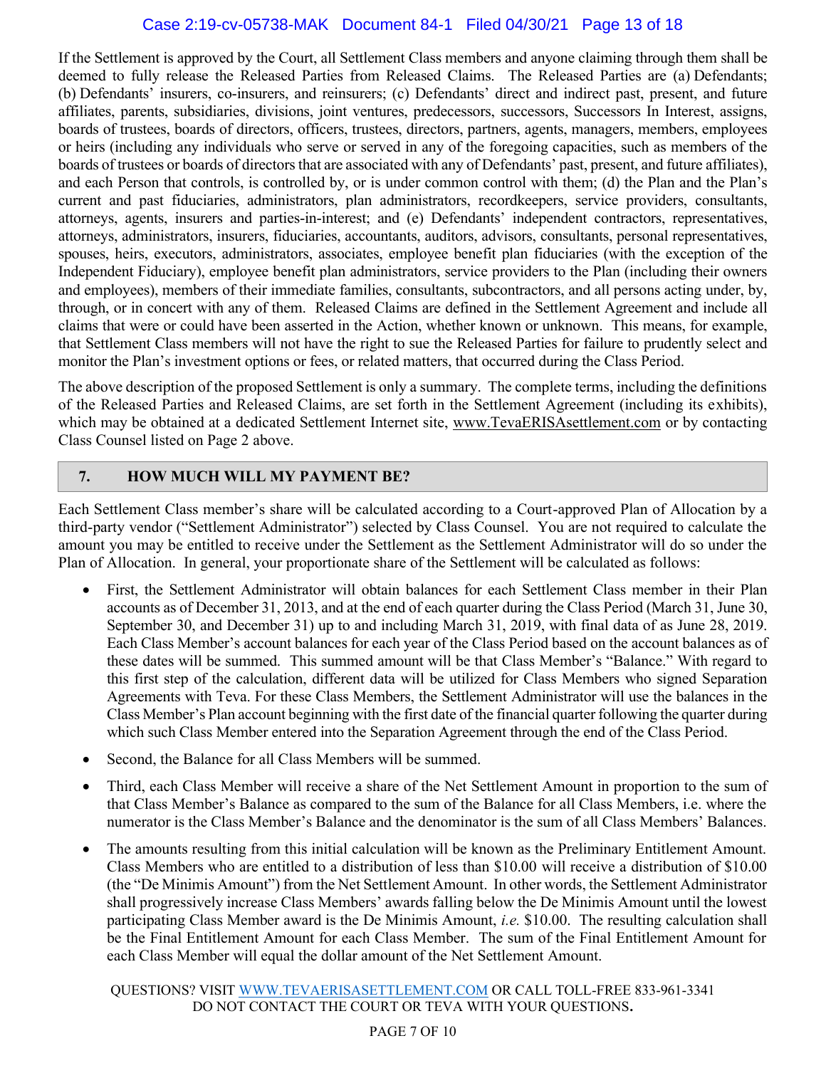If the Settlement is approved by the Court, all Settlement Class members and anyone claiming through them shall be deemed to fully release the Released Parties from Released Claims. The Released Parties are (a) Defendants; (b) Defendants' insurers, co-insurers, and reinsurers; (c) Defendants' direct and indirect past, present, and future affiliates, parents, subsidiaries, divisions, joint ventures, predecessors, successors, Successors In Interest, assigns, boards of trustees, boards of directors, officers, trustees, directors, partners, agents, managers, members, employees or heirs (including any individuals who serve or served in any of the foregoing capacities, such as members of the boards of trustees or boards of directors that are associated with any of Defendants' past, present, and future affiliates), and each Person that controls, is controlled by, or is under common control with them; (d) the Plan and the Plan's current and past fiduciaries, administrators, plan administrators, recordkeepers, service providers, consultants, attorneys, agents, insurers and parties-in-interest; and (e) Defendants' independent contractors, representatives, attorneys, administrators, insurers, fiduciaries, accountants, auditors, advisors, consultants, personal representatives, spouses, heirs, executors, administrators, associates, employee benefit plan fiduciaries (with the exception of the Independent Fiduciary), employee benefit plan administrators, service providers to the Plan (including their owners and employees), members of their immediate families, consultants, subcontractors, and all persons acting under, by, through, or in concert with any of them. Released Claims are defined in the Settlement Agreement and include all claims that were or could have been asserted in the Action, whether known or unknown. This means, for example, that Settlement Class members will not have the right to sue the Released Parties for failure to prudently select and monitor the Plan's investment options or fees, or related matters, that occurred during the Class Period.

The above description of the proposed Settlement is only a summary. The complete terms, including the definitions of the Released Parties and Released Claims, are set forth in the Settlement Agreement (including its exhibits), which may be obtained at a dedicated Settlement Internet site, www.TevaERISAsettlement.com or by contacting Class Counsel listed on Page 2 above.

## 7. HOW MUCH WILL MY PAYMENT BE?

Each Settlement Class member's share will be calculated according to a Court-approved Plan of Allocation by a third-party vendor ("Settlement Administrator") selected by Class Counsel. You are not required to calculate the amount you may be entitled to receive under the Settlement as the Settlement Administrator will do so under the Plan of Allocation. In general, your proportionate share of the Settlement will be calculated as follows:

- First, the Settlement Administrator will obtain balances for each Settlement Class member in their Plan accounts as of December 31, 2013, and at the end of each quarter during the Class Period (March 31, June 30, September 30, and December 31) up to and including March 31, 2019, with final data of as June 28, 2019. Each Class Member's account balances for each year of the Class Period based on the account balances as of these dates will be summed. This summed amount will be that Class Member's "Balance." With regard to this first step of the calculation, different data will be utilized for Class Members who signed Separation Agreements with Teva. For these Class Members, the Settlement Administrator will use the balances in the Class Member's Plan account beginning with the first date of the financial quarter following the quarter during which such Class Member entered into the Separation Agreement through the end of the Class Period.
- Second, the Balance for all Class Members will be summed.
- Third, each Class Member will receive a share of the Net Settlement Amount in proportion to the sum of that Class Member's Balance as compared to the sum of the Balance for all Class Members, i.e. where the numerator is the Class Member's Balance and the denominator is the sum of all Class Members' Balances.
- The amounts resulting from this initial calculation will be known as the Preliminary Entitlement Amount. Class Members who are entitled to a distribution of less than $10.00 will receive a distribution of $10.00 (the "De Minimis Amount") from the Net Settlement Amount. In other words, the Settlement Administrator shall progressively increase Class Members' awards falling below the De Minimis Amount until the lowest participating Class Member award is the De Minimis Amount, *i.e.* $10.00. The resulting calculation shall be the Final Entitlement Amount for each Class Member. The sum of the Final Entitlement Amount for each Class Member will equal the dollar amount of the Net Settlement Amount.

QUESTIONS? VISIT WWW.TEVAERISASETTLEMENT.COM OR CALL TOLL-FREE 833-961-3341
DO NOT CONTACT THE COURT OR TEVA WITH YOUR QUESTIONS.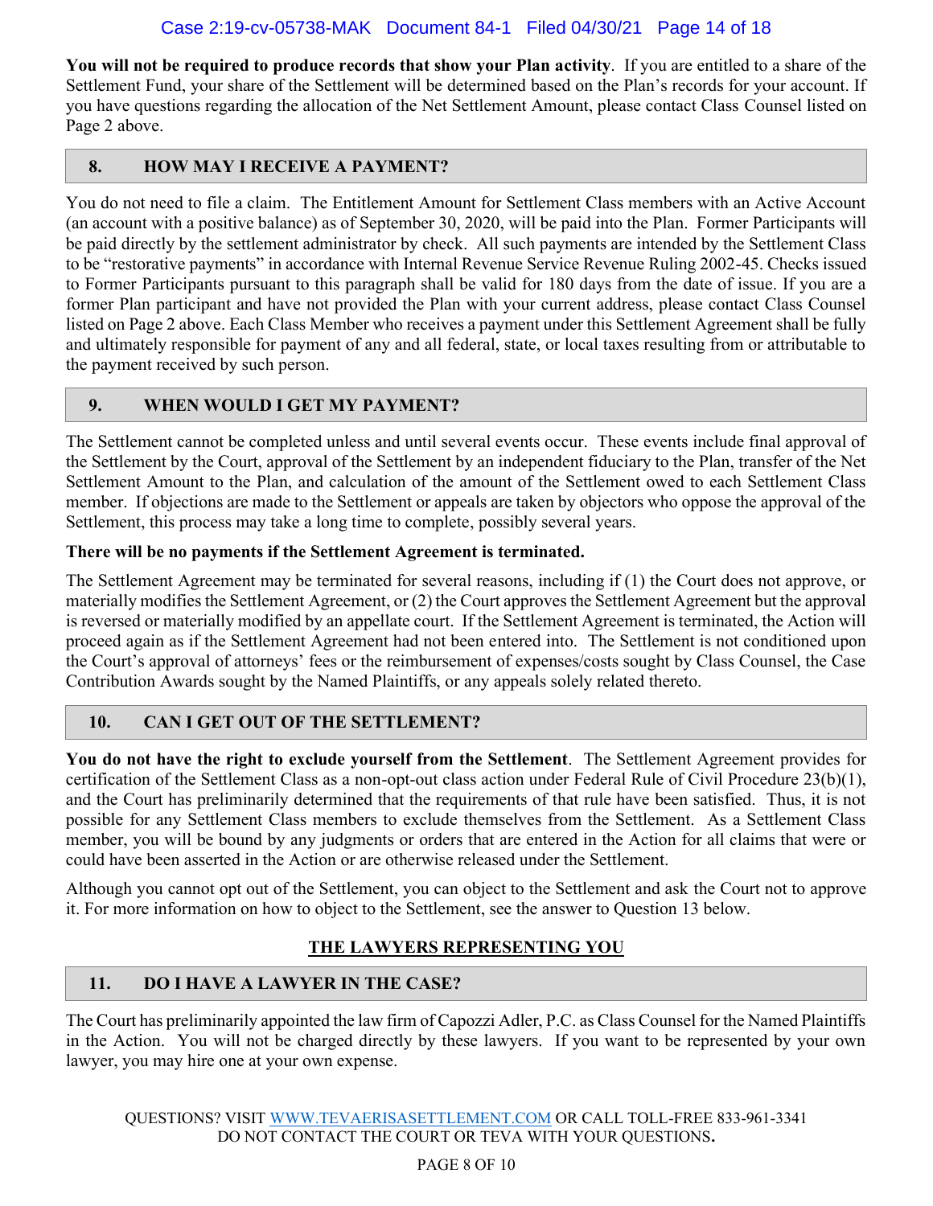**You will not be required to produce records that show your Plan activity**. If you are entitled to a share of the Settlement Fund, your share of the Settlement will be determined based on the Plan's records for your account. If you have questions regarding the allocation of the Net Settlement Amount, please contact Class Counsel listed on Page 2 above.

## 8. HOW MAY I RECEIVE A PAYMENT?

You do not need to file a claim. The Entitlement Amount for Settlement Class members with an Active Account (an account with a positive balance) as of September 30, 2020, will be paid into the Plan. Former Participants will be paid directly by the settlement administrator by check. All such payments are intended by the Settlement Class to be "restorative payments" in accordance with Internal Revenue Service Revenue Ruling 2002-45. Checks issued to Former Participants pursuant to this paragraph shall be valid for 180 days from the date of issue. If you are a former Plan participant and have not provided the Plan with your current address, please contact Class Counsel listed on Page 2 above. Each Class Member who receives a payment under this Settlement Agreement shall be fully and ultimately responsible for payment of any and all federal, state, or local taxes resulting from or attributable to the payment received by such person.

## 9. WHEN WOULD I GET MY PAYMENT?

The Settlement cannot be completed unless and until several events occur. These events include final approval of the Settlement by the Court, approval of the Settlement by an independent fiduciary to the Plan, transfer of the Net Settlement Amount to the Plan, and calculation of the amount of the Settlement owed to each Settlement Class member. If objections are made to the Settlement or appeals are taken by objectors who oppose the approval of the Settlement, this process may take a long time to complete, possibly several years.

**There will be no payments if the Settlement Agreement is terminated.**

The Settlement Agreement may be terminated for several reasons, including if (1) the Court does not approve, or materially modifies the Settlement Agreement, or (2) the Court approves the Settlement Agreement but the approval is reversed or materially modified by an appellate court. If the Settlement Agreement is terminated, the Action will proceed again as if the Settlement Agreement had not been entered into. The Settlement is not conditioned upon the Court's approval of attorneys' fees or the reimbursement of expenses/costs sought by Class Counsel, the Case Contribution Awards sought by the Named Plaintiffs, or any appeals solely related thereto.

## 10. CAN I GET OUT OF THE SETTLEMENT?

**You do not have the right to exclude yourself from the Settlement**. The Settlement Agreement provides for certification of the Settlement Class as a non-opt-out class action under Federal Rule of Civil Procedure 23(b)(1), and the Court has preliminarily determined that the requirements of that rule have been satisfied. Thus, it is not possible for any Settlement Class members to exclude themselves from the Settlement. As a Settlement Class member, you will be bound by any judgments or orders that are entered in the Action for all claims that were or could have been asserted in the Action or are otherwise released under the Settlement.

Although you cannot opt out of the Settlement, you can object to the Settlement and ask the Court not to approve it. For more information on how to object to the Settlement, see the answer to Question 13 below.

# THE LAWYERS REPRESENTING YOU

## 11. DO I HAVE A LAWYER IN THE CASE?

The Court has preliminarily appointed the law firm of Capozzi Adler, P.C. as Class Counsel for the Named Plaintiffs in the Action. You will not be charged directly by these lawyers. If you want to be represented by your own lawyer, you may hire one at your own expense.

QUESTIONS? VISIT WWW.TEVAERISASETTLEMENT.COM OR CALL TOLL-FREE 833-961-3341
DO NOT CONTACT THE COURT OR TEVA WITH YOUR QUESTIONS.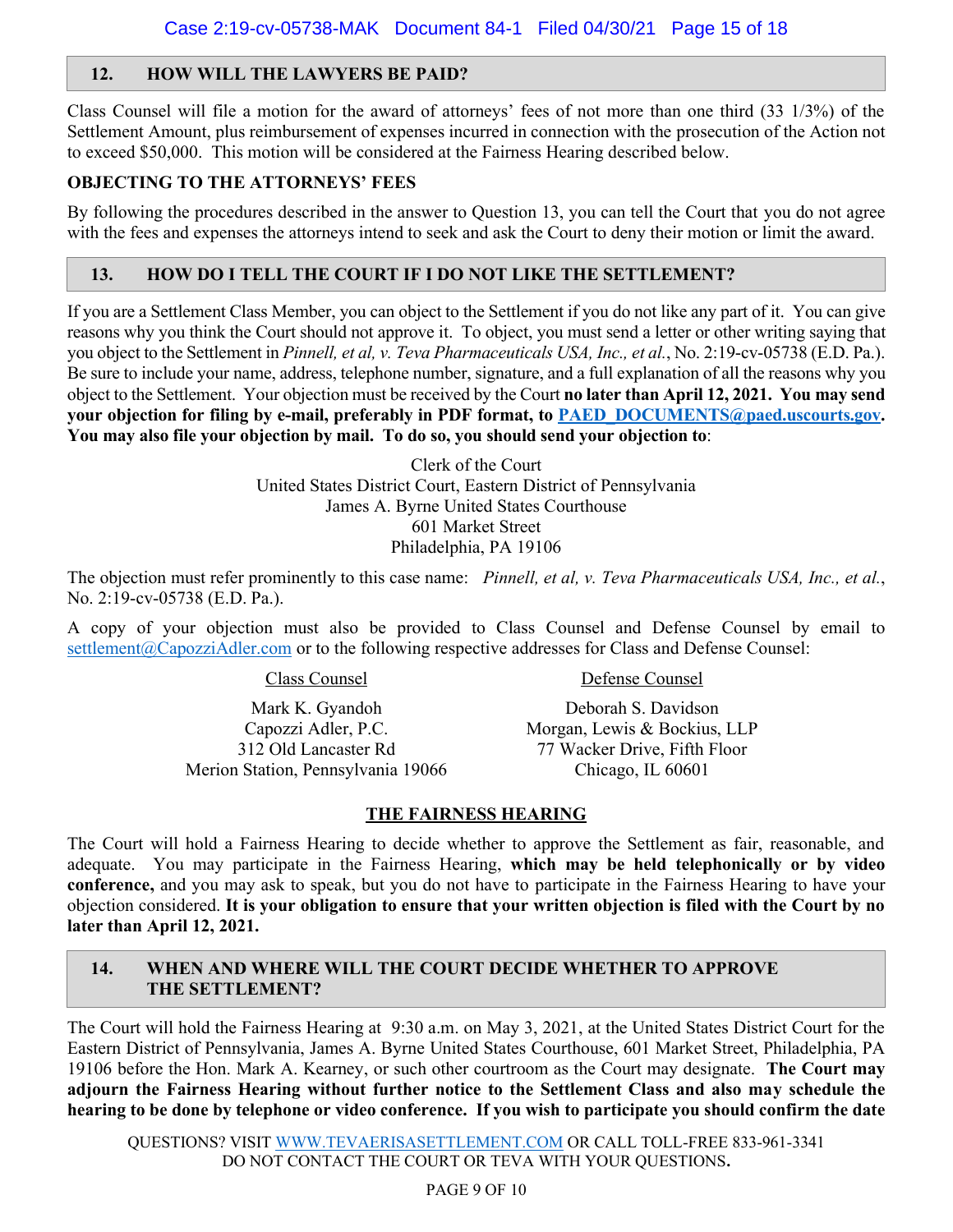## 12. HOW WILL THE LAWYERS BE PAID?

Class Counsel will file a motion for the award of attorneys' fees of not more than one third (33 1/3%) of the Settlement Amount, plus reimbursement of expenses incurred in connection with the prosecution of the Action not to exceed $50,000. This motion will be considered at the Fairness Hearing described below.

**OBJECTING TO THE ATTORNEYS' FEES**

By following the procedures described in the answer to Question 13, you can tell the Court that you do not agree with the fees and expenses the attorneys intend to seek and ask the Court to deny their motion or limit the award.

## 13. HOW DO I TELL THE COURT IF I DO NOT LIKE THE SETTLEMENT?

If you are a Settlement Class Member, you can object to the Settlement if you do not like any part of it. You can give reasons why you think the Court should not approve it. To object, you must send a letter or other writing saying that you object to the Settlement in *Pinnell, et al, v. Teva Pharmaceuticals USA, Inc., et al.*, No. 2:19-cv-05738 (E.D. Pa.). Be sure to include your name, address, telephone number, signature, and a full explanation of all the reasons why you object to the Settlement. Your objection must be received by the Court **no later than April 12, 2021. You may send your objection for filing by e-mail, preferably in PDF format, to [PAED_DOCUMENTS@paed.uscourts.gov](mailto:PAED_DOCUMENTS@paed.uscourts.gov). You may also file your objection by mail. To do so, you should send your objection to**:

Clerk of the Court
United States District Court, Eastern District of Pennsylvania
James A. Byrne United States Courthouse
601 Market Street
Philadelphia, PA 19106

The objection must refer prominently to this case name: *Pinnell, et al, v. Teva Pharmaceuticals USA, Inc., et al.*, No. 2:19-cv-05738 (E.D. Pa.).

A copy of your objection must also be provided to Class Counsel and Defense Counsel by email to [settlement@CapozziAdler.com](mailto:settlement@CapozziAdler.com) or to the following respective addresses for Class and Defense Counsel:

| Class Counsel | Defense Counsel |
|---|---|
| Mark K. Gyandoh<br>Capozzi Adler, P.C.<br>312 Old Lancaster Rd<br>Merion Station, Pennsylvania 19066 | Deborah S. Davidson<br>Morgan, Lewis & Bockius, LLP<br>77 Wacker Drive, Fifth Floor<br>Chicago, IL 60601 |

### THE FAIRNESS HEARING

The Court will hold a Fairness Hearing to decide whether to approve the Settlement as fair, reasonable, and adequate. You may participate in the Fairness Hearing, **which may be held telephonically or by video conference,** and you may ask to speak, but you do not have to participate in the Fairness Hearing to have your objection considered. **It is your obligation to ensure that your written objection is filed with the Court by no later than April 12, 2021.**

## 14. WHEN AND WHERE WILL THE COURT DECIDE WHETHER TO APPROVE THE SETTLEMENT?

The Court will hold the Fairness Hearing at 9:30 a.m. on May 3, 2021, at the United States District Court for the Eastern District of Pennsylvania, James A. Byrne United States Courthouse, 601 Market Street, Philadelphia, PA 19106 before the Hon. Mark A. Kearney, or such other courtroom as the Court may designate. **The Court may adjourn the Fairness Hearing without further notice to the Settlement Class and also may schedule the hearing to be done by telephone or video conference. If you wish to participate you should confirm the date**

QUESTIONS? VISIT [WWW.TEVAERISASETTLEMENT.COM](http://WWW.TEVAERISASETTLEMENT.COM) OR CALL TOLL-FREE 833-961-3341
DO NOT CONTACT THE COURT OR TEVA WITH YOUR QUESTIONS**.**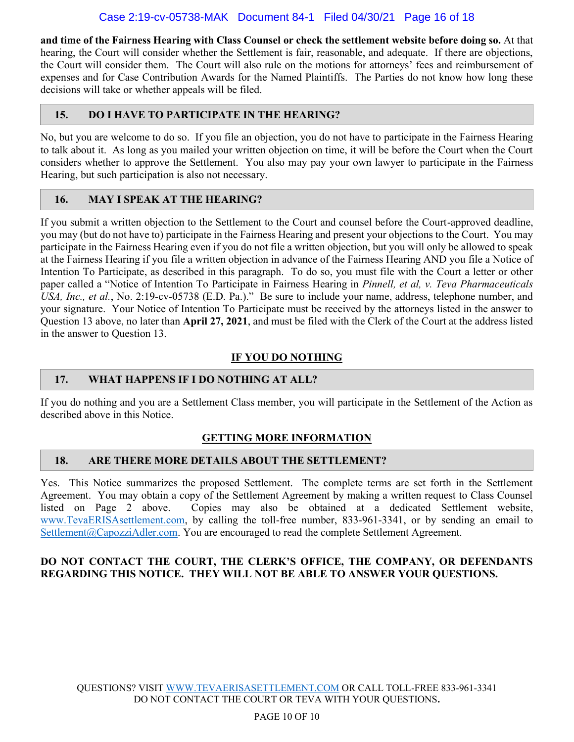**and time of the Fairness Hearing with Class Counsel or check the settlement website before doing so.** At that hearing, the Court will consider whether the Settlement is fair, reasonable, and adequate. If there are objections, the Court will consider them. The Court will also rule on the motions for attorneys' fees and reimbursement of expenses and for Case Contribution Awards for the Named Plaintiffs. The Parties do not know how long these decisions will take or whether appeals will be filed.

### 15. DO I HAVE TO PARTICIPATE IN THE HEARING?

No, but you are welcome to do so. If you file an objection, you do not have to participate in the Fairness Hearing to talk about it. As long as you mailed your written objection on time, it will be before the Court when the Court considers whether to approve the Settlement. You also may pay your own lawyer to participate in the Fairness Hearing, but such participation is also not necessary.

### 16. MAY I SPEAK AT THE HEARING?

If you submit a written objection to the Settlement to the Court and counsel before the Court-approved deadline, you may (but do not have to) participate in the Fairness Hearing and present your objections to the Court. You may participate in the Fairness Hearing even if you do not file a written objection, but you will only be allowed to speak at the Fairness Hearing if you file a written objection in advance of the Fairness Hearing AND you file a Notice of Intention To Participate, as described in this paragraph. To do so, you must file with the Court a letter or other paper called a "Notice of Intention To Participate in Fairness Hearing in *Pinnell, et al, v. Teva Pharmaceuticals USA, Inc., et al.*, No. 2:19-cv-05738 (E.D. Pa.)." Be sure to include your name, address, telephone number, and your signature. Your Notice of Intention To Participate must be received by the attorneys listed in the answer to Question 13 above, no later than **April 27, 2021**, and must be filed with the Clerk of the Court at the address listed in the answer to Question 13.

## IF YOU DO NOTHING

### 17. WHAT HAPPENS IF I DO NOTHING AT ALL?

If you do nothing and you are a Settlement Class member, you will participate in the Settlement of the Action as described above in this Notice.

## GETTING MORE INFORMATION

### 18. ARE THERE MORE DETAILS ABOUT THE SETTLEMENT?

Yes. This Notice summarizes the proposed Settlement. The complete terms are set forth in the Settlement Agreement. You may obtain a copy of the Settlement Agreement by making a written request to Class Counsel listed on Page 2 above. Copies may also be obtained at a dedicated Settlement website, www.TevaERISAsettlement.com, by calling the toll-free number, 833-961-3341, or by sending an email to Settlement@CapozziAdler.com. You are encouraged to read the complete Settlement Agreement.

**DO NOT CONTACT THE COURT, THE CLERK'S OFFICE, THE COMPANY, OR DEFENDANTS REGARDING THIS NOTICE. THEY WILL NOT BE ABLE TO ANSWER YOUR QUESTIONS.**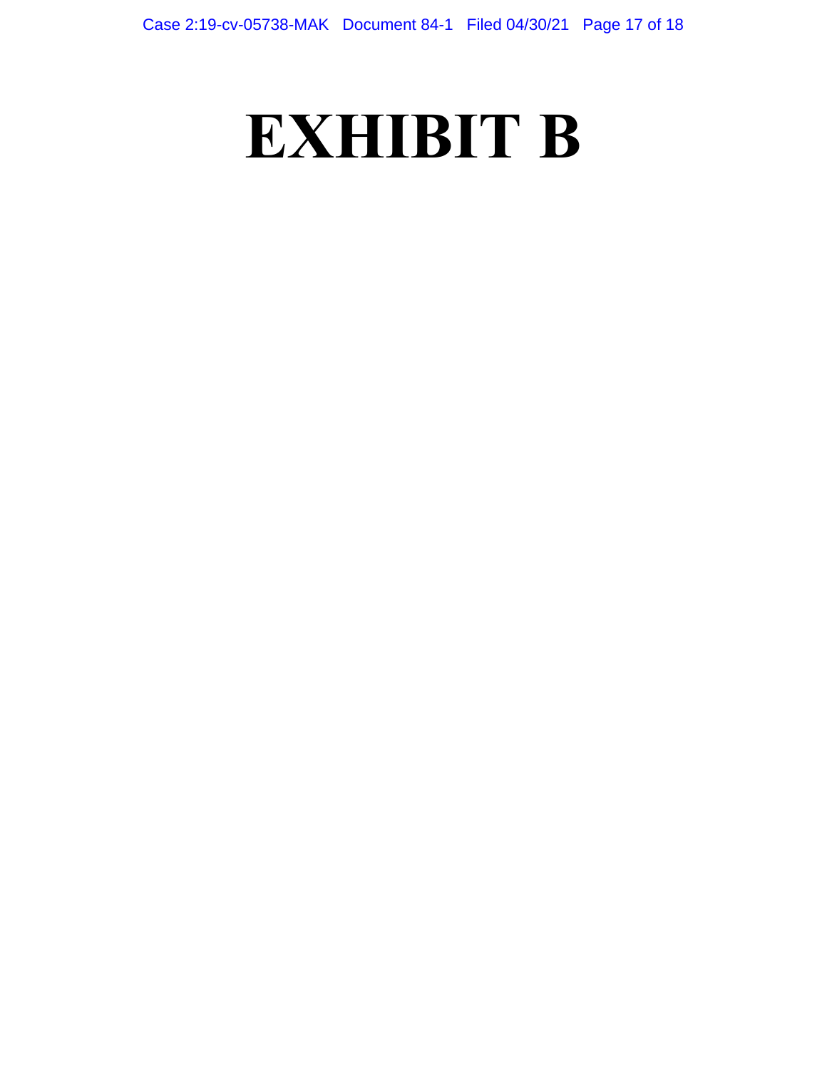# EXHIBIT B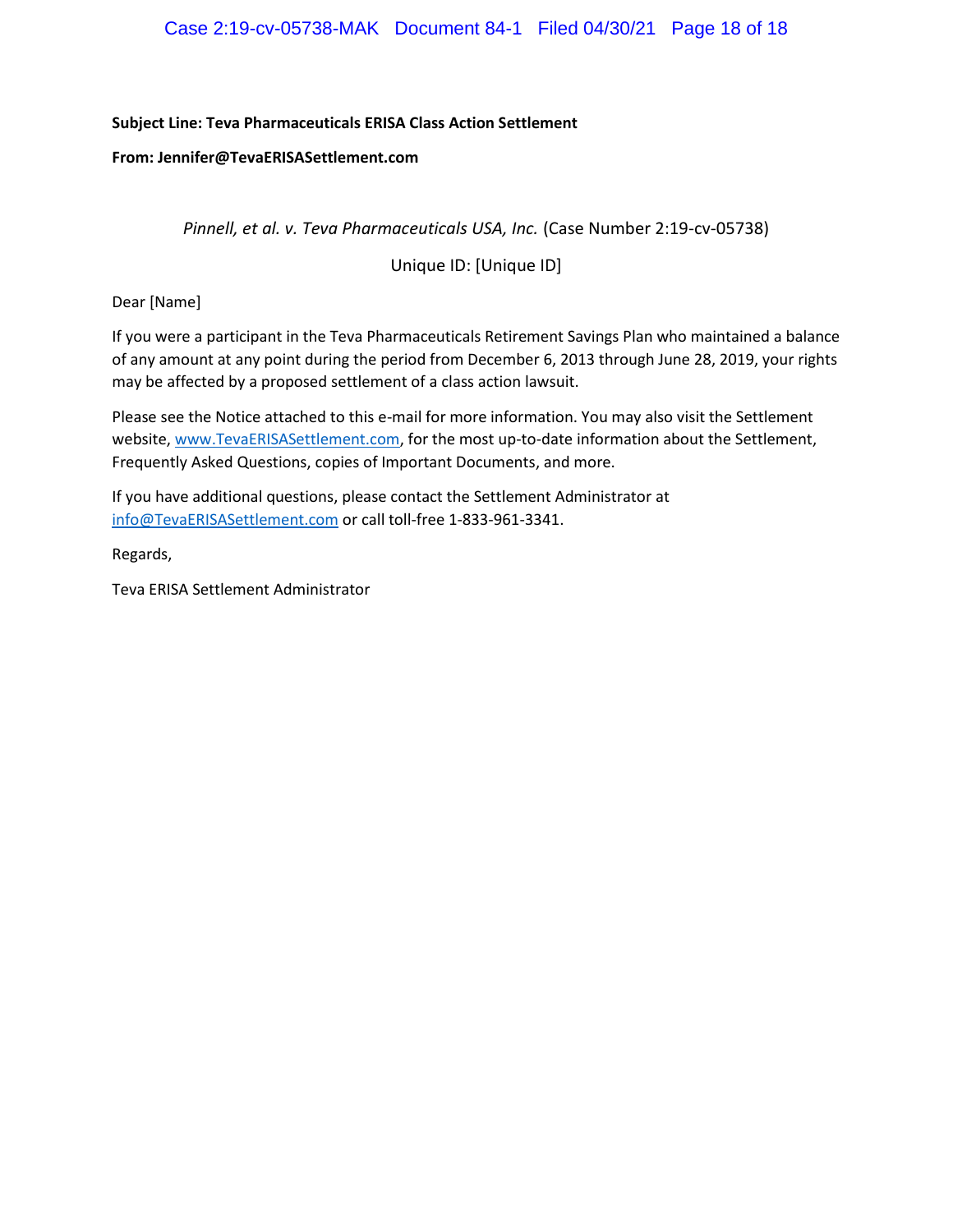**Subject Line: Teva Pharmaceuticals ERISA Class Action Settlement**

**From: Jennifer@TevaERISASettlement.com**

*Pinnell, et al. v. Teva Pharmaceuticals USA, Inc.* (Case Number 2:19-cv-05738)

Unique ID: [Unique ID]

Dear [Name]

If you were a participant in the Teva Pharmaceuticals Retirement Savings Plan who maintained a balance of any amount at any point during the period from December 6, 2013 through June 28, 2019, your rights may be affected by a proposed settlement of a class action lawsuit.

Please see the Notice attached to this e-mail for more information. You may also visit the Settlement website, www.TevaERISASettlement.com, for the most up-to-date information about the Settlement, Frequently Asked Questions, copies of Important Documents, and more.

If you have additional questions, please contact the Settlement Administrator at info@TevaERISASettlement.com or call toll-free 1-833-961-3341.

Regards,

Teva ERISA Settlement Administrator